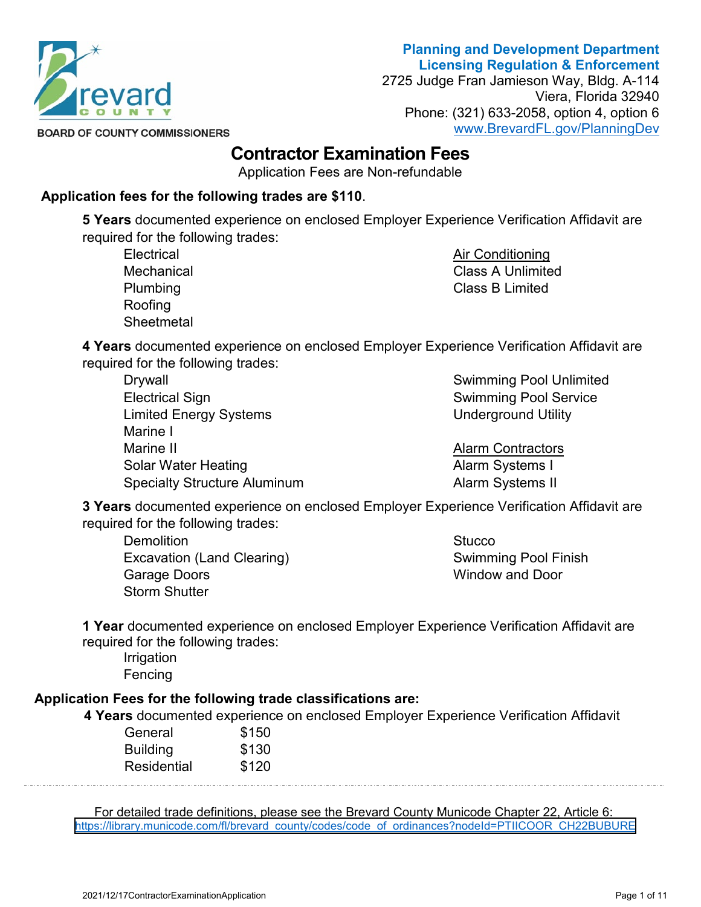BOARD OF COUNTY COMMISSIONERS

**Planning and Development Department**
**Licensing Regulation & Enforcement**
2725 Judge Fran Jamieson Way, Bldg. A-114
Viera, Florida 32940
Phone: (321) 633-2058, option 4, option 6
www.BrevardFL.gov/PlanningDev

# Contractor Examination Fees

Application Fees are Non-refundable

**Application fees for the following trades are $110**.

**5 Years** documented experience on enclosed Employer Experience Verification Affidavit are required for the following trades:

- Electrical
- Mechanical
- Plumbing
- Roofing
- Sheetmetal

Air Conditioning
- Class A Unlimited
- Class B Limited

**4 Years** documented experience on enclosed Employer Experience Verification Affidavit are required for the following trades:

- Drywall
- Electrical Sign
- Limited Energy Systems
- Marine I
- Marine II
- Solar Water Heating
- Specialty Structure Aluminum
- Swimming Pool Unlimited
- Swimming Pool Service
- Underground Utility

Alarm Contractors
- Alarm Systems I
- Alarm Systems II

**3 Years** documented experience on enclosed Employer Experience Verification Affidavit are required for the following trades:

- Demolition
- Excavation (Land Clearing)
- Garage Doors
- Storm Shutter
- Stucco
- Swimming Pool Finish
- Window and Door

**1 Year** documented experience on enclosed Employer Experience Verification Affidavit are required for the following trades:

- Irrigation
- Fencing

**Application Fees for the following trade classifications are:**

**4 Years** documented experience on enclosed Employer Experience Verification Affidavit

| | |
|---|---|
| General | $150 |
| Building | $130 |
| Residential | $120 |

---

For detailed trade definitions, please see the Brevard County Municode Chapter 22, Article 6:
https://library.municode.com/fl/brevard_county/codes/code_of_ordinances?nodeId=PTIICOOR_CH22BUBURE

2021/12/17ContractorExaminationApplication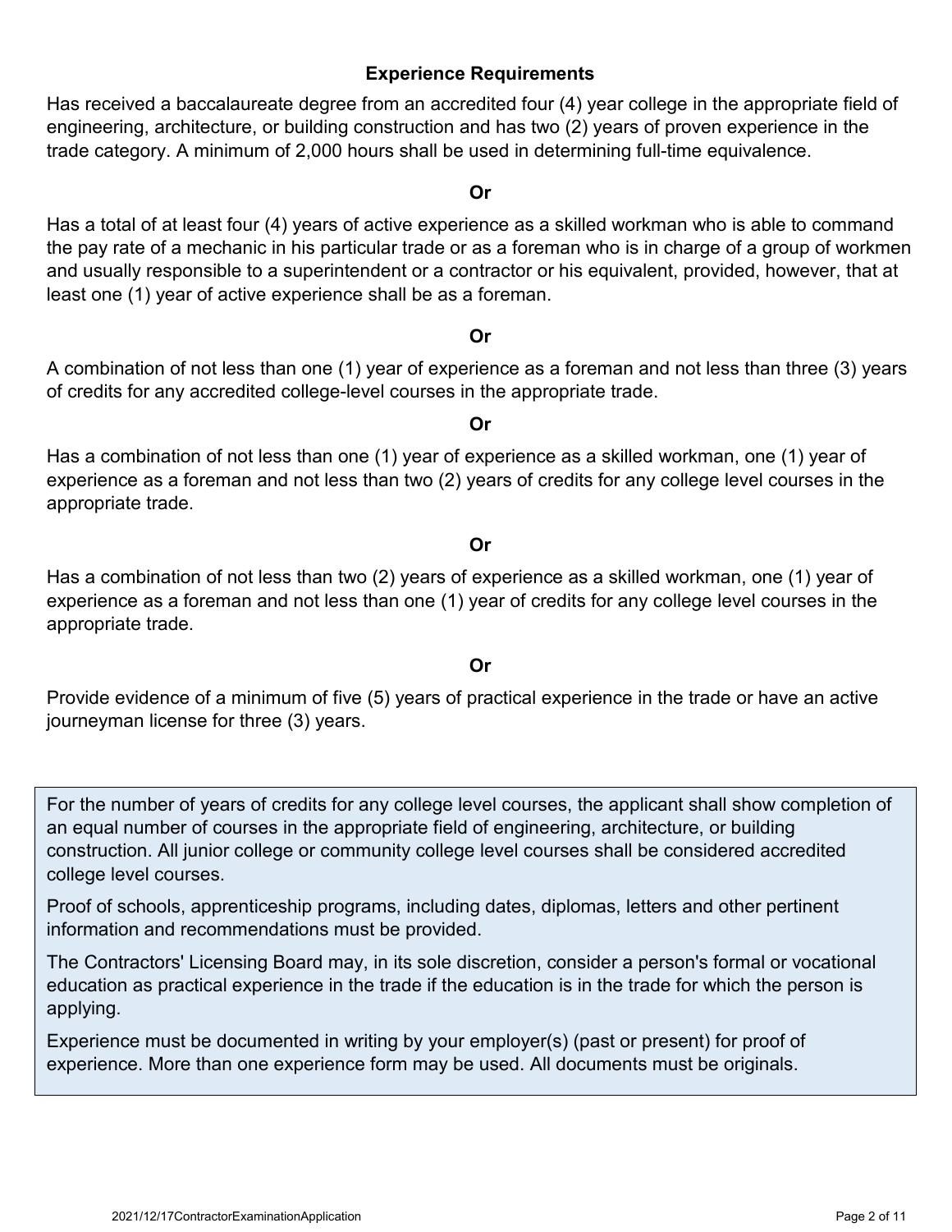## Experience Requirements

Has received a baccalaureate degree from an accredited four (4) year college in the appropriate field of engineering, architecture, or building construction and has two (2) years of proven experience in the trade category. A minimum of 2,000 hours shall be used in determining full-time equivalence.

**Or**

Has a total of at least four (4) years of active experience as a skilled workman who is able to command the pay rate of a mechanic in his particular trade or as a foreman who is in charge of a group of workmen and usually responsible to a superintendent or a contractor or his equivalent, provided, however, that at least one (1) year of active experience shall be as a foreman.

**Or**

A combination of not less than one (1) year of experience as a foreman and not less than three (3) years of credits for any accredited college-level courses in the appropriate trade.

**Or**

Has a combination of not less than one (1) year of experience as a skilled workman, one (1) year of experience as a foreman and not less than two (2) years of credits for any college level courses in the appropriate trade.

**Or**

Has a combination of not less than two (2) years of experience as a skilled workman, one (1) year of experience as a foreman and not less than one (1) year of credits for any college level courses in the appropriate trade.

**Or**

Provide evidence of a minimum of five (5) years of practical experience in the trade or have an active journeyman license for three (3) years.

For the number of years of credits for any college level courses, the applicant shall show completion of an equal number of courses in the appropriate field of engineering, architecture, or building construction. All junior college or community college level courses shall be considered accredited college level courses.

Proof of schools, apprenticeship programs, including dates, diplomas, letters and other pertinent information and recommendations must be provided.

The Contractors' Licensing Board may, in its sole discretion, consider a person's formal or vocational education as practical experience in the trade if the education is in the trade for which the person is applying.

Experience must be documented in writing by your employer(s) (past or present) for proof of experience. More than one experience form may be used. All documents must be originals.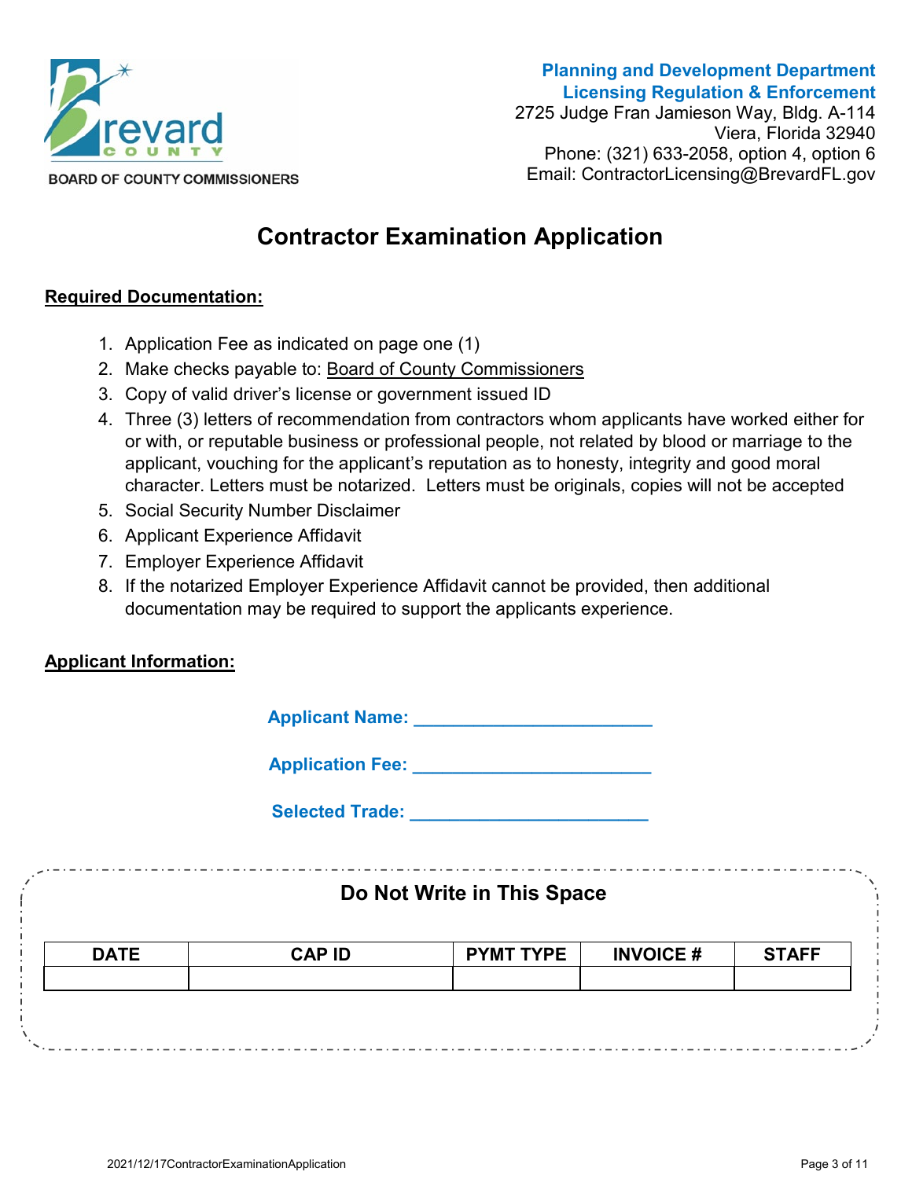BOARD OF COUNTY COMMISSIONERS

**Planning and Development Department**
**Licensing Regulation & Enforcement**
2725 Judge Fran Jamieson Way, Bldg. A-114
Viera, Florida 32940
Phone: (321) 633-2058, option 4, option 6
Email: ContractorLicensing@BrevardFL.gov

# Contractor Examination Application

**Required Documentation:**

1. Application Fee as indicated on page one (1)
2. Make checks payable to: Board of County Commissioners
3. Copy of valid driver's license or government issued ID
4. Three (3) letters of recommendation from contractors whom applicants have worked either for or with, or reputable business or professional people, not related by blood or marriage to the applicant, vouching for the applicant's reputation as to honesty, integrity and good moral character. Letters must be notarized. Letters must be originals, copies will not be accepted
5. Social Security Number Disclaimer
6. Applicant Experience Affidavit
7. Employer Experience Affidavit
8. If the notarized Employer Experience Affidavit cannot be provided, then additional documentation may be required to support the applicants experience.

**Applicant Information:**

**Applicant Name:** ________________________

**Application Fee:** ________________________

**Selected Trade:** ________________________

### Do Not Write in This Space

| DATE | CAP ID | PYMT TYPE | INVOICE # | STAFF |
| --- | --- | --- | --- | --- |
| | | | | |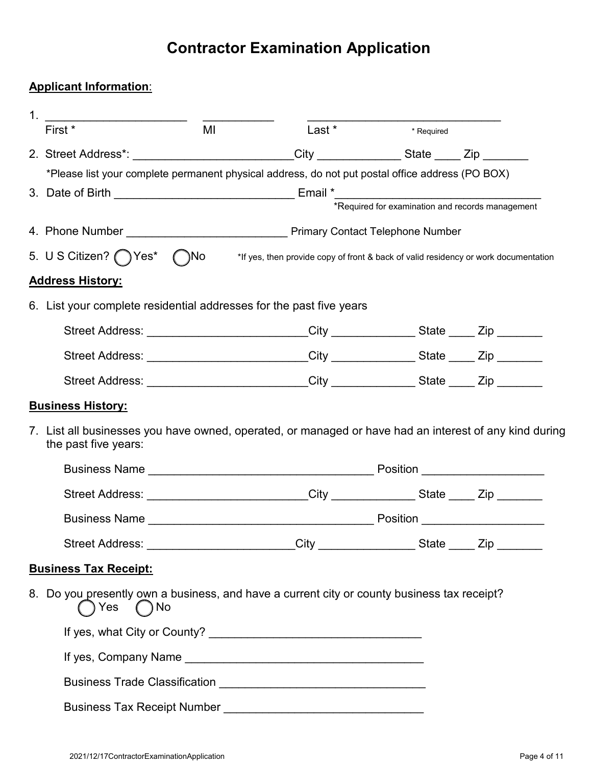# Contractor Examination Application

**Applicant Information**:

1. \_\_\_\_\_\_\_\_\_\_\_\_\_\_\_\_\_\_\_\_\_\_ \_\_\_\_\_\_\_\_\_\_\_ \_\_\_\_\_\_\_\_\_\_\_\_\_\_\_\_\_\_\_\_\_\_\_\_\_\_\_\_\_\_
   First * MI Last * * Required

2. Street Address*: \_\_\_\_\_\_\_\_\_\_\_\_\_\_\_\_\_\_\_\_\_\_\_\_\_ City \_\_\_\_\_\_\_\_\_\_\_\_\_ State \_\_\_\_ Zip \_\_\_\_\_\_\_
   *Please list your complete permanent physical address, do not put postal office address (PO BOX)

3. Date of Birth \_\_\_\_\_\_\_\_\_\_\_\_\_\_\_\_\_\_\_\_\_\_\_\_\_\_\_\_ Email *\_\_\_\_\_\_\_\_\_\_\_\_\_\_\_\_\_\_\_\_\_\_\_\_\_\_\_\_\_\_\_\_
   *Required for examination and records management

4. Phone Number \_\_\_\_\_\_\_\_\_\_\_\_\_\_\_\_\_\_\_\_\_\_\_\_\_ Primary Contact Telephone Number

5. U S Citizen? ◯ Yes* ◯ No *If yes, then provide copy of front & back of valid residency or work documentation

**Address History:**

6. List your complete residential addresses for the past five years

   Street Address: \_\_\_\_\_\_\_\_\_\_\_\_\_\_\_\_\_\_\_\_\_\_\_\_\_ City \_\_\_\_\_\_\_\_\_\_\_\_\_ State \_\_\_\_ Zip \_\_\_\_\_\_\_

   Street Address: \_\_\_\_\_\_\_\_\_\_\_\_\_\_\_\_\_\_\_\_\_\_\_\_\_ City \_\_\_\_\_\_\_\_\_\_\_\_\_ State \_\_\_\_ Zip \_\_\_\_\_\_\_

   Street Address: \_\_\_\_\_\_\_\_\_\_\_\_\_\_\_\_\_\_\_\_\_\_\_\_\_ City \_\_\_\_\_\_\_\_\_\_\_\_\_ State \_\_\_\_ Zip \_\_\_\_\_\_\_

**Business History:**

7. List all businesses you have owned, operated, or managed or have had an interest of any kind during the past five years:

   Business Name \_\_\_\_\_\_\_\_\_\_\_\_\_\_\_\_\_\_\_\_\_\_\_\_\_\_\_\_\_\_\_\_\_\_\_ Position \_\_\_\_\_\_\_\_\_\_\_\_\_\_\_\_\_\_\_

   Street Address: \_\_\_\_\_\_\_\_\_\_\_\_\_\_\_\_\_\_\_\_\_\_\_\_\_ City \_\_\_\_\_\_\_\_\_\_\_\_\_ State \_\_\_\_ Zip \_\_\_\_\_\_\_

   Business Name \_\_\_\_\_\_\_\_\_\_\_\_\_\_\_\_\_\_\_\_\_\_\_\_\_\_\_\_\_\_\_\_\_\_\_ Position \_\_\_\_\_\_\_\_\_\_\_\_\_\_\_\_\_\_\_

   Street Address: \_\_\_\_\_\_\_\_\_\_\_\_\_\_\_\_\_\_\_\_\_\_\_ City \_\_\_\_\_\_\_\_\_\_\_\_\_\_\_ State \_\_\_\_ Zip \_\_\_\_\_\_\_

**Business Tax Receipt:**

8. Do you presently own a business, and have a current city or county business tax receipt?
   ◯ Yes ◯ No

   If yes, what City or County? \_\_\_\_\_\_\_\_\_\_\_\_\_\_\_\_\_\_\_\_\_\_\_\_\_\_\_\_\_\_\_\_

   If yes, Company Name \_\_\_\_\_\_\_\_\_\_\_\_\_\_\_\_\_\_\_\_\_\_\_\_\_\_\_\_\_\_\_\_\_\_\_\_\_

   Business Trade Classification \_\_\_\_\_\_\_\_\_\_\_\_\_\_\_\_\_\_\_\_\_\_\_\_\_\_\_\_\_\_\_

   Business Tax Receipt Number \_\_\_\_\_\_\_\_\_\_\_\_\_\_\_\_\_\_\_\_\_\_\_\_\_\_\_\_\_\_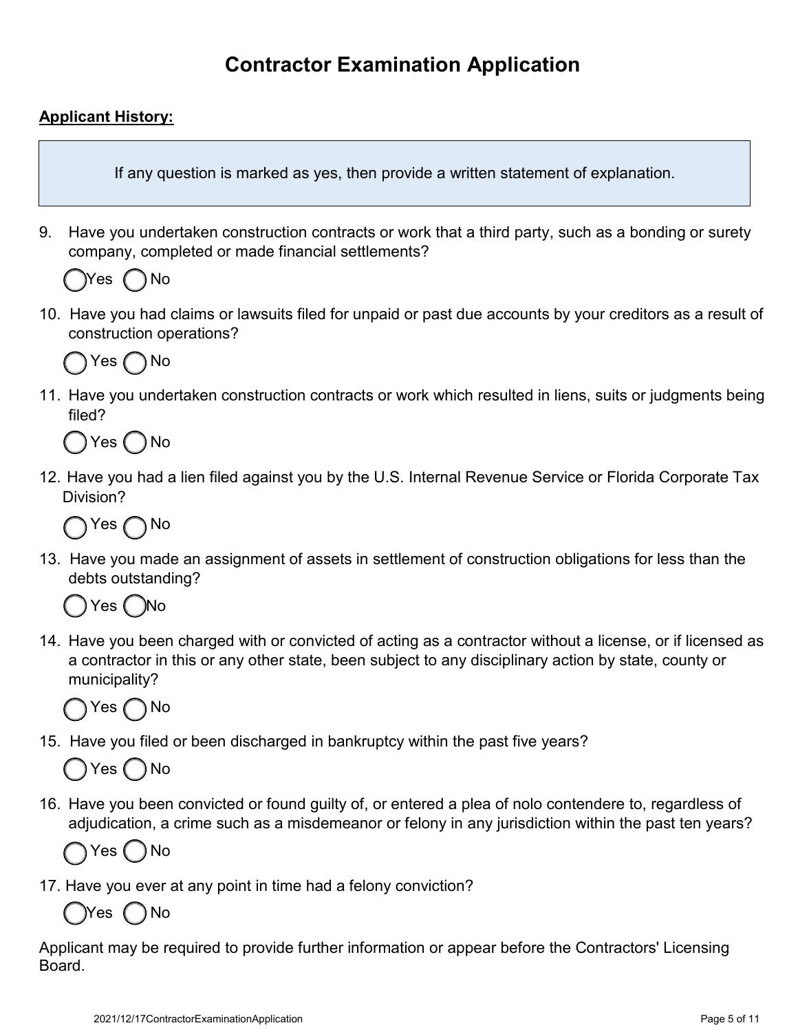# Contractor Examination Application

**Applicant History:**

> If any question is marked as yes, then provide a written statement of explanation.

9. Have you undertaken construction contracts or work that a third party, such as a bonding or surety company, completed or made financial settlements?

   ◯ Yes ◯ No

10. Have you had claims or lawsuits filed for unpaid or past due accounts by your creditors as a result of construction operations?

    ◯ Yes ◯ No

11. Have you undertaken construction contracts or work which resulted in liens, suits or judgments being filed?

    ◯ Yes ◯ No

12. Have you had a lien filed against you by the U.S. Internal Revenue Service or Florida Corporate Tax Division?

    ◯ Yes ◯ No

13. Have you made an assignment of assets in settlement of construction obligations for less than the debts outstanding?

    ◯ Yes ◯ No

14. Have you been charged with or convicted of acting as a contractor without a license, or if licensed as a contractor in this or any other state, been subject to any disciplinary action by state, county or municipality?

    ◯ Yes ◯ No

15. Have you filed or been discharged in bankruptcy within the past five years?

    ◯ Yes ◯ No

16. Have you been convicted or found guilty of, or entered a plea of nolo contendere to, regardless of adjudication, a crime such as a misdemeanor or felony in any jurisdiction within the past ten years?

    ◯ Yes ◯ No

17. Have you ever at any point in time had a felony conviction?

    ◯ Yes ◯ No

Applicant may be required to provide further information or appear before the Contractors' Licensing Board.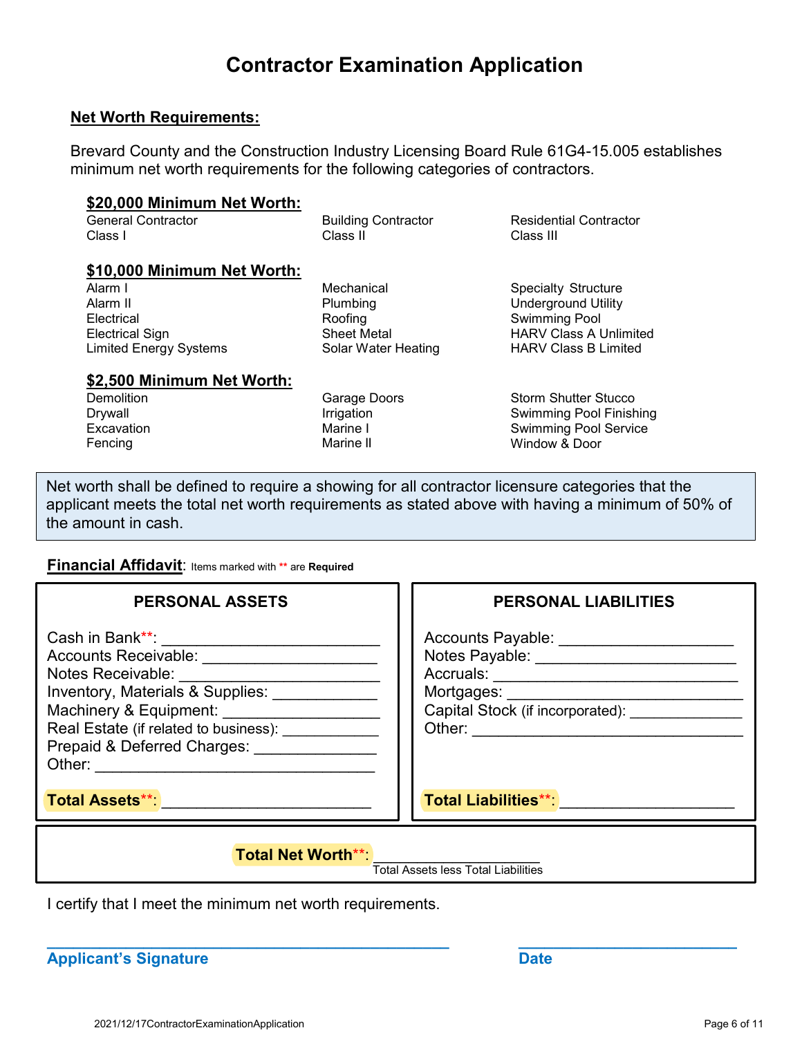# Contractor Examination Application

## Net Worth Requirements:

Brevard County and the Construction Industry Licensing Board Rule 61G4-15.005 establishes minimum net worth requirements for the following categories of contractors.

### $20,000 Minimum Net Worth:

| | | |
|---|---|---|
| General Contractor Class I | Building Contractor Class II | Residential Contractor Class III |

### $10,000 Minimum Net Worth:

| | | |
|---|---|---|
| Alarm I | Mechanical | Specialty Structure |
| Alarm II | Plumbing | Underground Utility |
| Electrical | Roofing | Swimming Pool |
| Electrical Sign | Sheet Metal | HARV Class A Unlimited |
| Limited Energy Systems | Solar Water Heating | HARV Class B Limited |

### $2,500 Minimum Net Worth:

| | | |
|---|---|---|
| Demolition | Garage Doors | Storm Shutter Stucco |
| Drywall | Irrigation | Swimming Pool Finishing |
| Excavation | Marine I | Swimming Pool Service |
| Fencing | Marine II | Window & Door |

Net worth shall be defined to require a showing for all contractor licensure categories that the applicant meets the total net worth requirements as stated above with having a minimum of 50% of the amount in cash.

**Financial Affidavit**: Items marked with ** are **Required**

| PERSONAL ASSETS | PERSONAL LIABILITIES |
|---|---|
| Cash in Bank**: ______________ | Accounts Payable: ______________ |
| Accounts Receivable: ______________ | Notes Payable: ______________ |
| Notes Receivable: ______________ | Accruals: ______________ |
| Inventory, Materials & Supplies: ______________ | Mortgages: ______________ |
| Machinery & Equipment: ______________ | Capital Stock (if incorporated): ______________ |
| Real Estate (if related to business): ______________ | Other: ______________ |
| Prepaid & Deferred Charges: ______________ | |
| Other: ______________ | |
| **Total Assets****: ______________ | **Total Liabilities****: ______________ |

**Total Net Worth****: ______________
Total Assets less Total Liabilities

I certify that I meet the minimum net worth requirements.

______________________________ ______________________
**Applicant's Signature** **Date**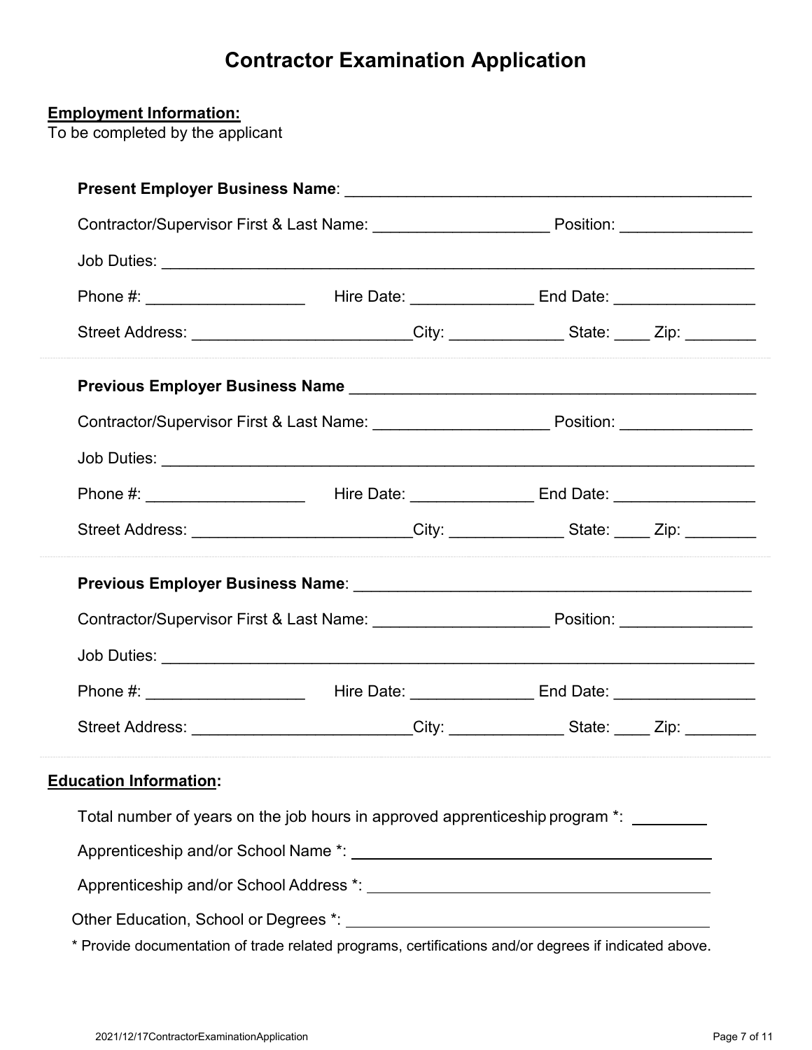# Contractor Examination Application

**Employment Information:**
To be completed by the applicant

**Present Employer Business Name**: ______________________________________________

Contractor/Supervisor First & Last Name: ____________________ Position: _______________

Job Duties: ____________________________________________________________________

Phone #: __________________ Hire Date: ______________ End Date: ________________

Street Address: _________________________City: _____________ State: ____ Zip: ________

---

**Previous Employer Business Name** ______________________________________________

Contractor/Supervisor First & Last Name: ____________________ Position: _______________

Job Duties: ____________________________________________________________________

Phone #: __________________ Hire Date: ______________ End Date: ________________

Street Address: _________________________City: _____________ State: ____ Zip: ________

---

**Previous Employer Business Name**: ______________________________________________

Contractor/Supervisor First & Last Name: ____________________ Position: _______________

Job Duties: ____________________________________________________________________

Phone #: __________________ Hire Date: ______________ End Date: ________________

Street Address: _________________________City: _____________ State: ____ Zip: ________

---

**Education Information:**

Total number of years on the job hours in approved apprenticeship program *: _________

Apprenticeship and/or School Name *: ________________________________________

Apprenticeship and/or School Address *: ______________________________________

Other Education, School or Degrees *: _______________________________________

* Provide documentation of trade related programs, certifications and/or degrees if indicated above.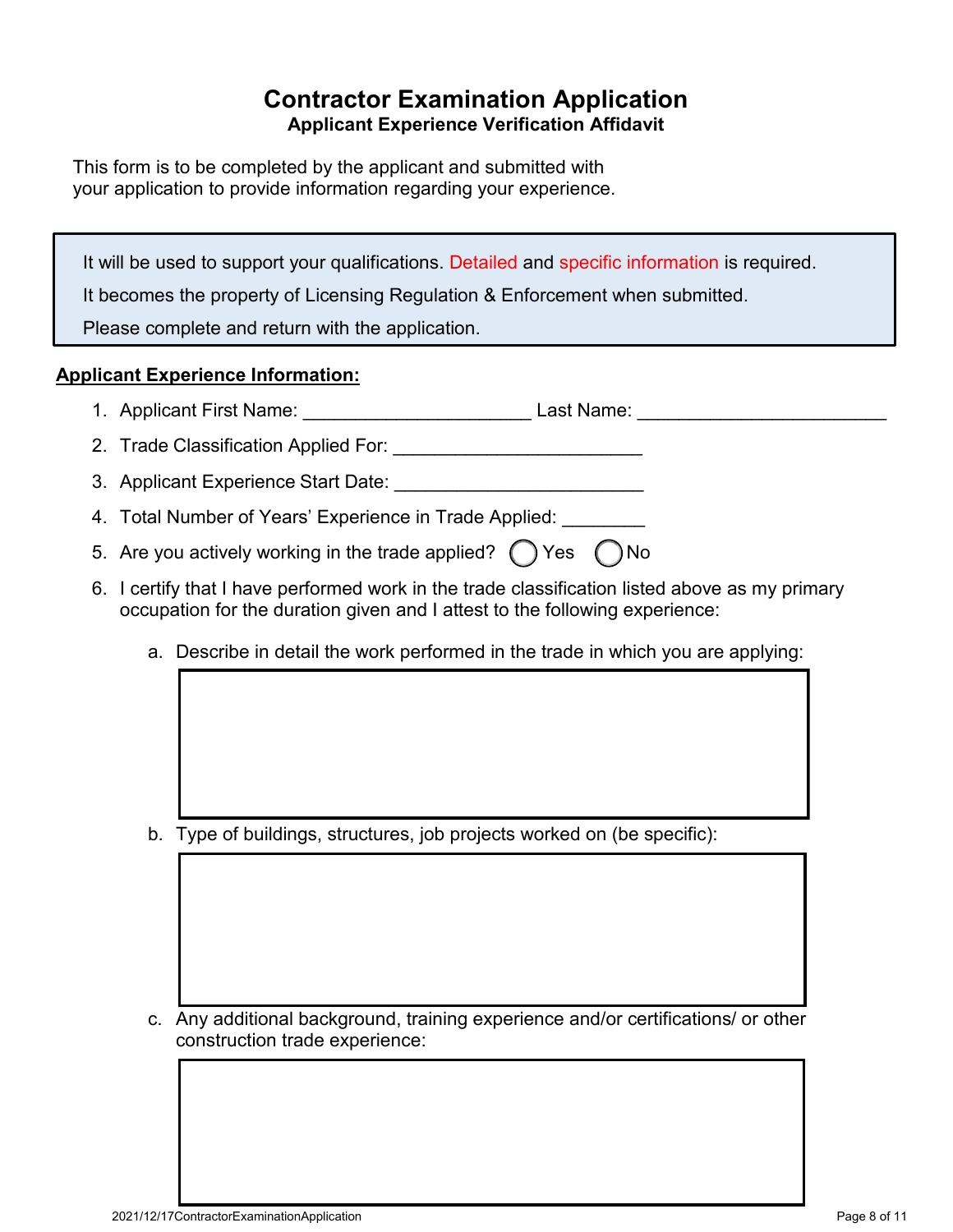# Contractor Examination Application

**Applicant Experience Verification Affidavit**

This form is to be completed by the applicant and submitted with your application to provide information regarding your experience.

> It will be used to support your qualifications. Detailed and specific information is required.
>
> It becomes the property of Licensing Regulation & Enforcement when submitted.
>
> Please complete and return with the application.

**Applicant Experience Information:**

1. Applicant First Name: ______________________ Last Name: ________________________
2. Trade Classification Applied For: ________________________
3. Applicant Experience Start Date: ________________________
4. Total Number of Years' Experience in Trade Applied: ________
5. Are you actively working in the trade applied? ◯ Yes ◯ No
6. I certify that I have performed work in the trade classification listed above as my primary occupation for the duration given and I attest to the following experience:

   a. Describe in detail the work performed in the trade in which you are applying:

   b. Type of buildings, structures, job projects worked on (be specific):

   c. Any additional background, training experience and/or certifications/ or other construction trade experience: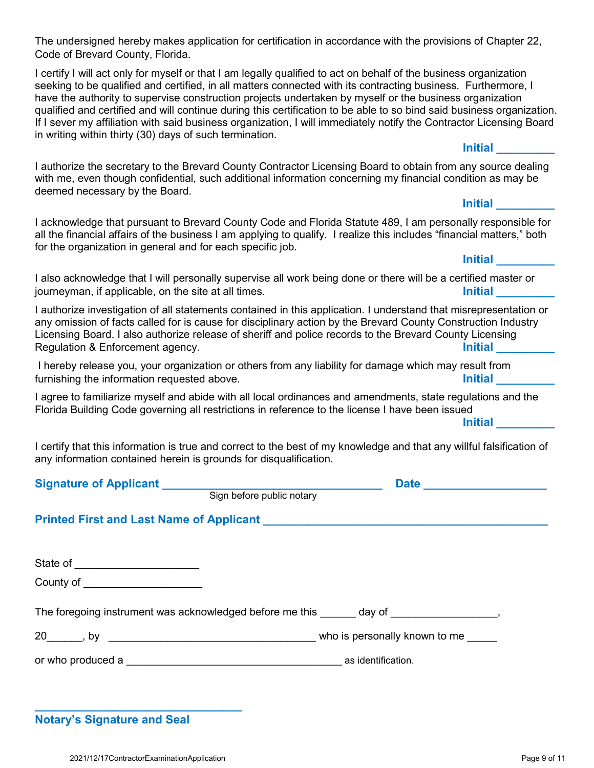The undersigned hereby makes application for certification in accordance with the provisions of Chapter 22, Code of Brevard County, Florida.

I certify I will act only for myself or that I am legally qualified to act on behalf of the business organization seeking to be qualified and certified, in all matters connected with its contracting business. Furthermore, I have the authority to supervise construction projects undertaken by myself or the business organization qualified and certified and will continue during this certification to be able to so bind said business organization. If I sever my affiliation with said business organization, I will immediately notify the Contractor Licensing Board in writing within thirty (30) days of such termination.

**Initial** _________

I authorize the secretary to the Brevard County Contractor Licensing Board to obtain from any source dealing with me, even though confidential, such additional information concerning my financial condition as may be deemed necessary by the Board.

**Initial** _________

I acknowledge that pursuant to Brevard County Code and Florida Statute 489, I am personally responsible for all the financial affairs of the business I am applying to qualify. I realize this includes "financial matters," both for the organization in general and for each specific job.

**Initial** _________

I also acknowledge that I will personally supervise all work being done or there will be a certified master or journeyman, if applicable, on the site at all times. **Initial** _________

I authorize investigation of all statements contained in this application. I understand that misrepresentation or any omission of facts called for is cause for disciplinary action by the Brevard County Construction Industry Licensing Board. I also authorize release of sheriff and police records to the Brevard County Licensing Regulation & Enforcement agency. **Initial** _________

I hereby release you, your organization or others from any liability for damage which may result from furnishing the information requested above. **Initial** _________

I agree to familiarize myself and abide with all local ordinances and amendments, state regulations and the Florida Building Code governing all restrictions in reference to the license I have been issued

**Initial** _________

I certify that this information is true and correct to the best of my knowledge and that any willful falsification of any information contained herein is grounds for disqualification.

**Signature of Applicant** ___________________________________ **Date** ____________________

Sign before public notary

**Printed First and Last Name of Applicant** ______________________________________________

State of _____________________

County of ____________________

The foregoing instrument was acknowledged before me this ______ day of __________________,

20______, by ___________________________________ who is personally known to me _____

or who produced a ____________________________________ as identification.

___________________________________

**Notary's Signature and Seal**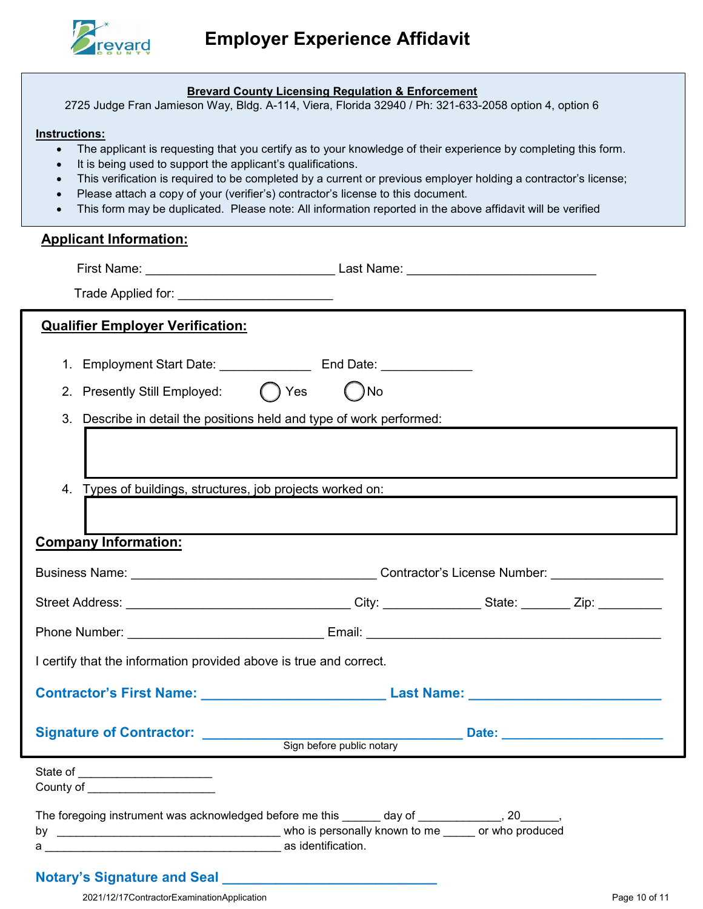# Employer Experience Affidavit

**Brevard County Licensing Regulation & Enforcement**

2725 Judge Fran Jamieson Way, Bldg. A-114, Viera, Florida 32940 / Ph: 321-633-2058 option 4, option 6

**Instructions:**

- The applicant is requesting that you certify as to your knowledge of their experience by completing this form.
- It is being used to support the applicant's qualifications.
- This verification is required to be completed by a current or previous employer holding a contractor's license;
- Please attach a copy of your (verifier's) contractor's license to this document.
- This form may be duplicated. Please note: All information reported in the above affidavit will be verified

## Applicant Information:

First Name: ___________________________ Last Name: ___________________________

Trade Applied for: ______________________

## Qualifier Employer Verification:

1. Employment Start Date: _____________ End Date: _____________
2. Presently Still Employed: ◯ Yes ◯ No
3. Describe in detail the positions held and type of work performed:
4. Types of buildings, structures, job projects worked on:

## Company Information:

Business Name: ____________________________________ Contractor's License Number: _______________

Street Address: ________________________________ City: ______________ State: _______ Zip: _________

Phone Number: ____________________________ Email: ___________________________________________

I certify that the information provided above is true and correct.

**Contractor's First Name: ________________________ Last Name: ________________________**

**Signature of Contractor: __________________________________ Date: _____________________**

Sign before public notary

State of _____________________

County of ___________________

The foregoing instrument was acknowledged before me this ______ day of _____________, 20______, by ___________________________________ who is personally known to me _____ or who produced a ______________________________________ as identification.

**Notary's Signature and Seal ___________________________**

2021/12/17ContractorExaminationApplication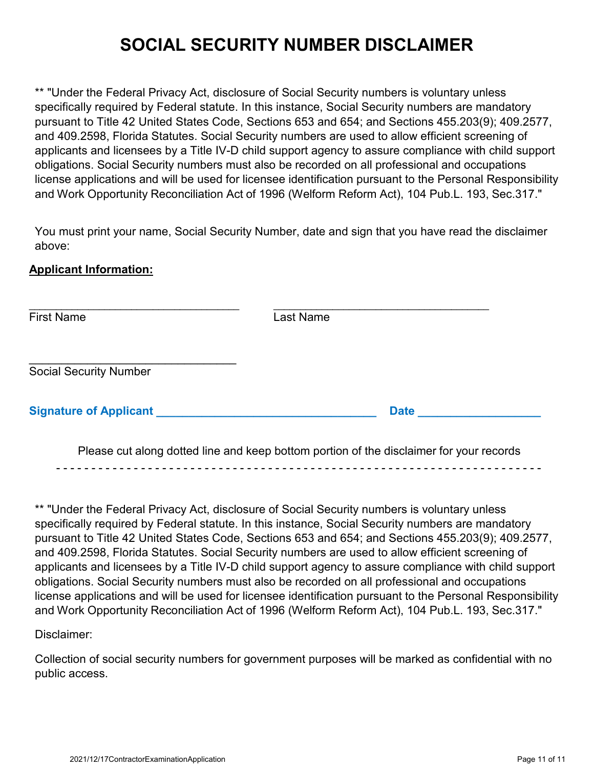# SOCIAL SECURITY NUMBER DISCLAIMER

** "Under the Federal Privacy Act, disclosure of Social Security numbers is voluntary unless specifically required by Federal statute. In this instance, Social Security numbers are mandatory pursuant to Title 42 United States Code, Sections 653 and 654; and Sections 455.203(9); 409.2577, and 409.2598, Florida Statutes. Social Security numbers are used to allow efficient screening of applicants and licensees by a Title IV-D child support agency to assure compliance with child support obligations. Social Security numbers must also be recorded on all professional and occupations license applications and will be used for licensee identification pursuant to the Personal Responsibility and Work Opportunity Reconciliation Act of 1996 (Welform Reform Act), 104 Pub.L. 193, Sec.317."

You must print your name, Social Security Number, date and sign that you have read the disclaimer above:

**Applicant Information:**

_________________________________ First Name

_________________________________ Last Name

_________________________________ Social Security Number

**Signature of Applicant** _________________________________ **Date** ___________________

Please cut along dotted line and keep bottom portion of the disclaimer for your records

- - - - - - - - - - - - - - - - - - - - - - - - - - - - - - - - - - - - - - - - - - - - - - - - - - - - - - - - - - - - - - - - -

** "Under the Federal Privacy Act, disclosure of Social Security numbers is voluntary unless specifically required by Federal statute. In this instance, Social Security numbers are mandatory pursuant to Title 42 United States Code, Sections 653 and 654; and Sections 455.203(9); 409.2577, and 409.2598, Florida Statutes. Social Security numbers are used to allow efficient screening of applicants and licensees by a Title IV-D child support agency to assure compliance with child support obligations. Social Security numbers must also be recorded on all professional and occupations license applications and will be used for licensee identification pursuant to the Personal Responsibility and Work Opportunity Reconciliation Act of 1996 (Welform Reform Act), 104 Pub.L. 193, Sec.317."

Disclaimer:

Collection of social security numbers for government purposes will be marked as confidential with no public access.